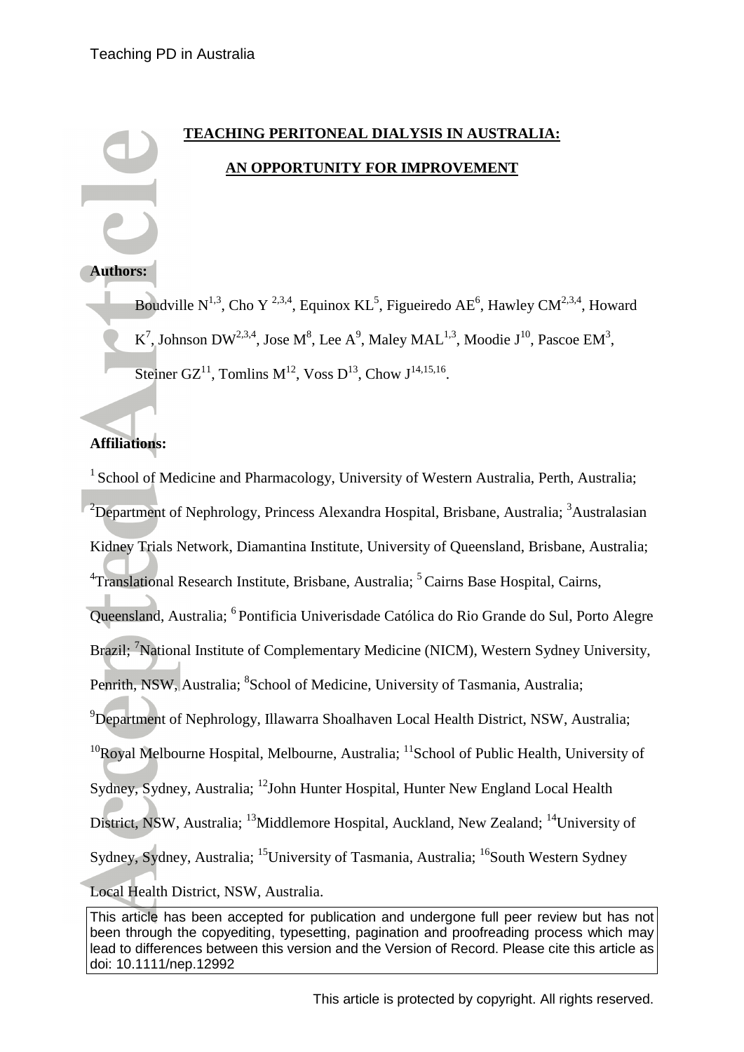# TEACHING PERITONEAL DIALYSIS IN AUSTRALIA: AN OPPORTUNITY FOR IMPROVEMENT

**Authors:**

Boudville N[1,3], Cho Y [2,3,4], Equinox KL[5], Figueiredo AE[6], Hawley CM[2,3,4], Howard K[7], Johnson DW[2,3,4], Jose M[8], Lee A[9], Maley MAL[1,3], Moodie J[10], Pascoe EM[3], Steiner GZ[11], Tomlins M[12], Voss D[13], Chow J[14,15,16].

**Affiliations:**

[1] School of Medicine and Pharmacology, University of Western Australia, Perth, Australia; [2]Department of Nephrology, Princess Alexandra Hospital, Brisbane, Australia; [3]Australasian Kidney Trials Network, Diamantina Institute, University of Queensland, Brisbane, Australia; [4]Translational Research Institute, Brisbane, Australia; [5] Cairns Base Hospital, Cairns, Queensland, Australia; [6] Pontificia Univerisdade Católica do Rio Grande do Sul, Porto Alegre Brazil; [7]National Institute of Complementary Medicine (NICM), Western Sydney University, Penrith, NSW, Australia; [8]School of Medicine, University of Tasmania, Australia; [9]Department of Nephrology, Illawarra Shoalhaven Local Health District, NSW, Australia; [10]Royal Melbourne Hospital, Melbourne, Australia; [11]School of Public Health, University of Sydney, Sydney, Australia; [12]John Hunter Hospital, Hunter New England Local Health District, NSW, Australia; [13]Middlemore Hospital, Auckland, New Zealand; [14]University of Sydney, Sydney, Australia; [15]University of Tasmania, Australia; [16]South Western Sydney Local Health District, NSW, Australia.

This article has been accepted for publication and undergone full peer review but has not been through the copyediting, typesetting, pagination and proofreading process which may lead to differences between this version and the Version of Record. Please cite this article as doi: 10.1111/nep.12992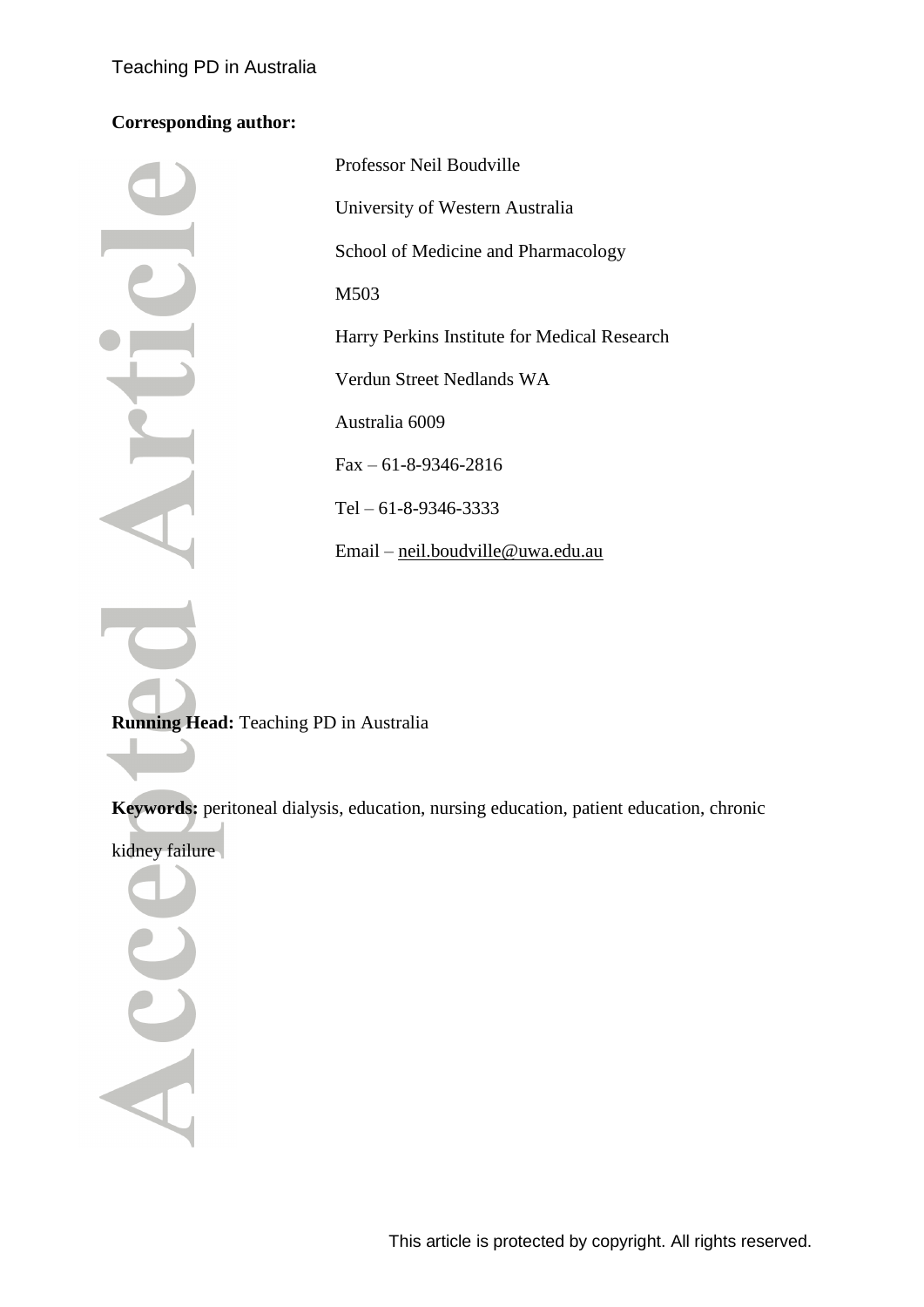**Corresponding author:**

Professor Neil Boudville

University of Western Australia

School of Medicine and Pharmacology

M503

Harry Perkins Institute for Medical Research

Verdun Street Nedlands WA

Australia 6009

Fax – 61-8-9346-2816

Tel – 61-8-9346-3333

Email – neil.boudville@uwa.edu.au

**Running Head:** Teaching PD in Australia

**Keywords:** peritoneal dialysis, education, nursing education, patient education, chronic kidney failure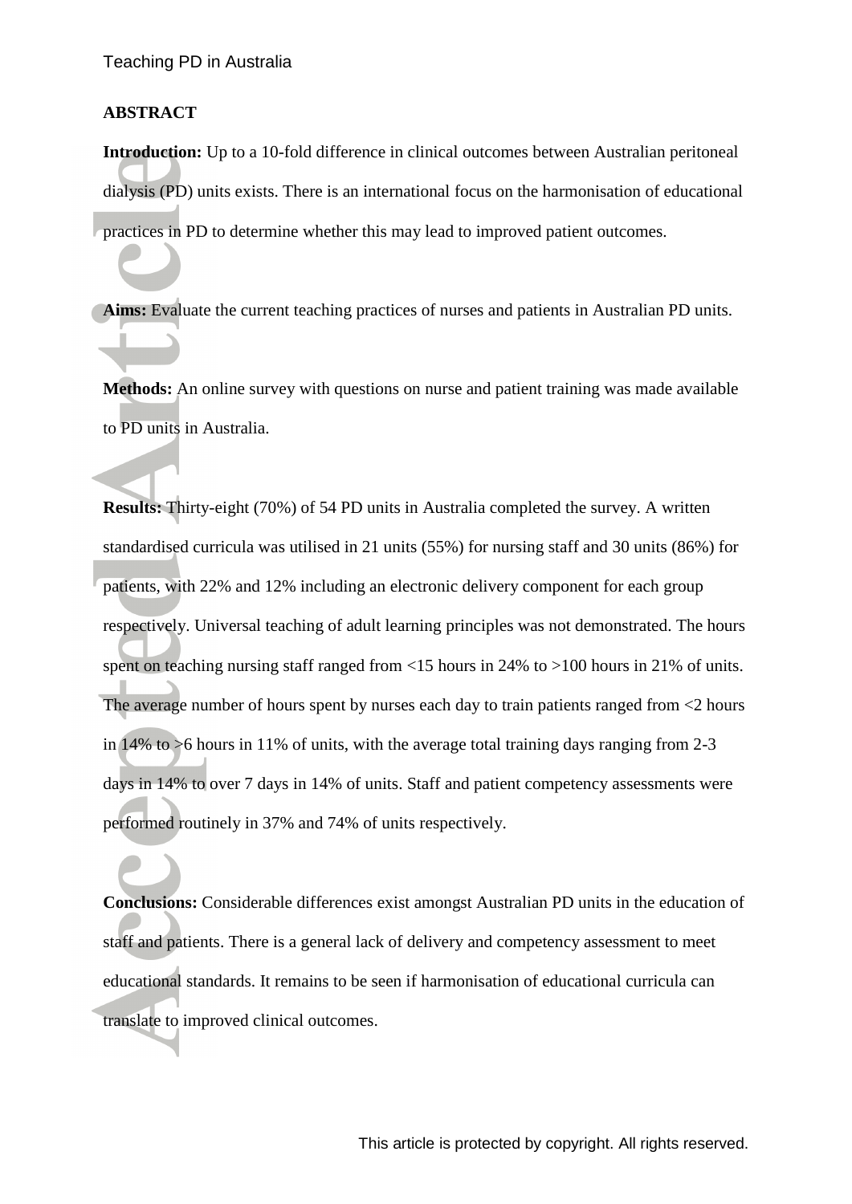## ABSTRACT

**Introduction:** Up to a 10-fold difference in clinical outcomes between Australian peritoneal dialysis (PD) units exists. There is an international focus on the harmonisation of educational practices in PD to determine whether this may lead to improved patient outcomes.

**Aims:** Evaluate the current teaching practices of nurses and patients in Australian PD units.

**Methods:** An online survey with questions on nurse and patient training was made available to PD units in Australia.

**Results:** Thirty-eight (70%) of 54 PD units in Australia completed the survey. A written standardised curricula was utilised in 21 units (55%) for nursing staff and 30 units (86%) for patients, with 22% and 12% including an electronic delivery component for each group respectively. Universal teaching of adult learning principles was not demonstrated. The hours spent on teaching nursing staff ranged from <15 hours in 24% to >100 hours in 21% of units. The average number of hours spent by nurses each day to train patients ranged from <2 hours in 14% to >6 hours in 11% of units, with the average total training days ranging from 2-3 days in 14% to over 7 days in 14% of units. Staff and patient competency assessments were performed routinely in 37% and 74% of units respectively.

**Conclusions:** Considerable differences exist amongst Australian PD units in the education of staff and patients. There is a general lack of delivery and competency assessment to meet educational standards. It remains to be seen if harmonisation of educational curricula can translate to improved clinical outcomes.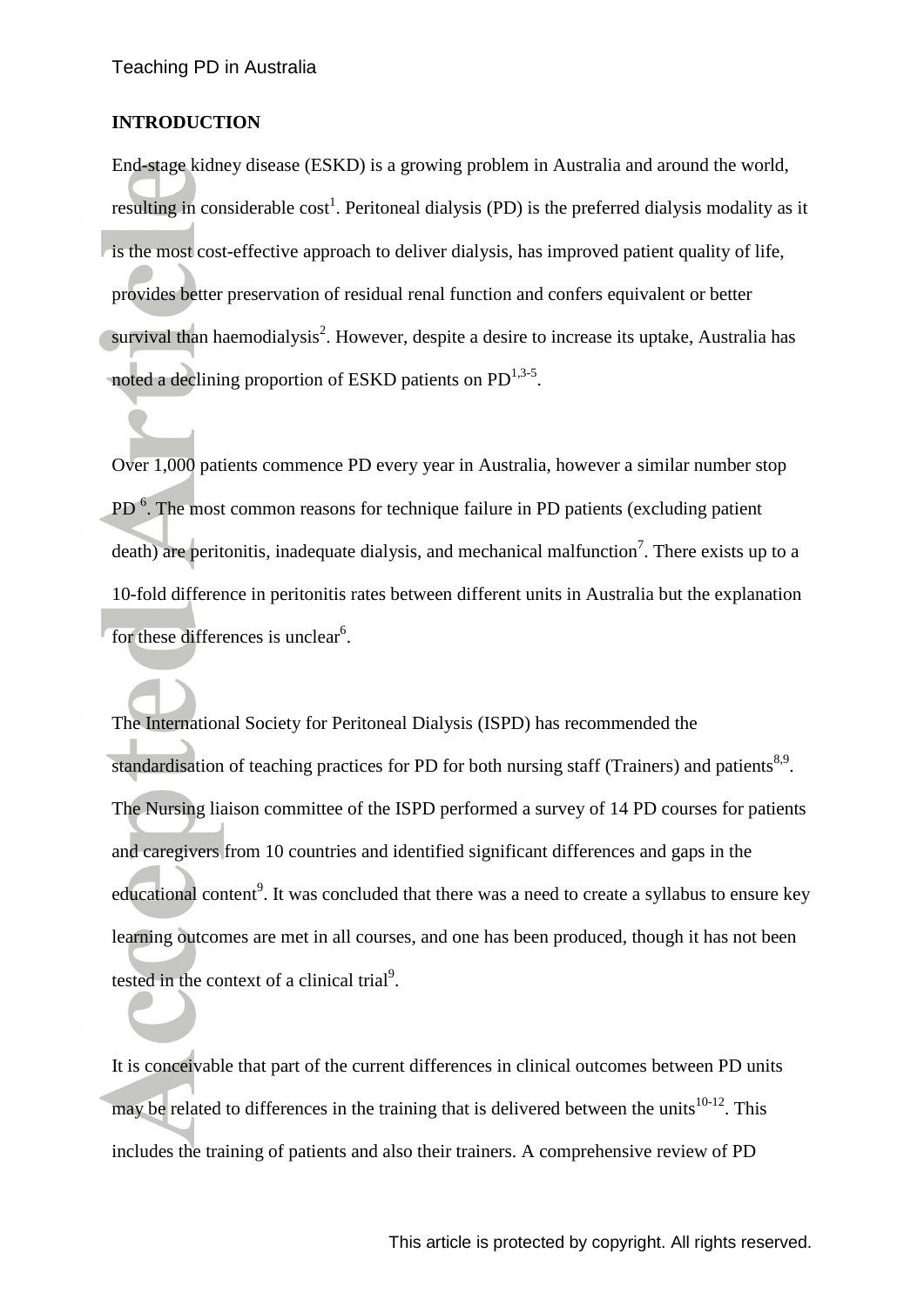## INTRODUCTION

End-stage kidney disease (ESKD) is a growing problem in Australia and around the world, resulting in considerable cost[1]. Peritoneal dialysis (PD) is the preferred dialysis modality as it is the most cost-effective approach to deliver dialysis, has improved patient quality of life, provides better preservation of residual renal function and confers equivalent or better survival than haemodialysis[2]. However, despite a desire to increase its uptake, Australia has noted a declining proportion of ESKD patients on PD[1,3-5].

Over 1,000 patients commence PD every year in Australia, however a similar number stop PD [6]. The most common reasons for technique failure in PD patients (excluding patient death) are peritonitis, inadequate dialysis, and mechanical malfunction[7]. There exists up to a 10-fold difference in peritonitis rates between different units in Australia but the explanation for these differences is unclear[6].

The International Society for Peritoneal Dialysis (ISPD) has recommended the standardisation of teaching practices for PD for both nursing staff (Trainers) and patients[8,9]. The Nursing liaison committee of the ISPD performed a survey of 14 PD courses for patients and caregivers from 10 countries and identified significant differences and gaps in the educational content[9]. It was concluded that there was a need to create a syllabus to ensure key learning outcomes are met in all courses, and one has been produced, though it has not been tested in the context of a clinical trial[9].

It is conceivable that part of the current differences in clinical outcomes between PD units may be related to differences in the training that is delivered between the units[10-12]. This includes the training of patients and also their trainers. A comprehensive review of PD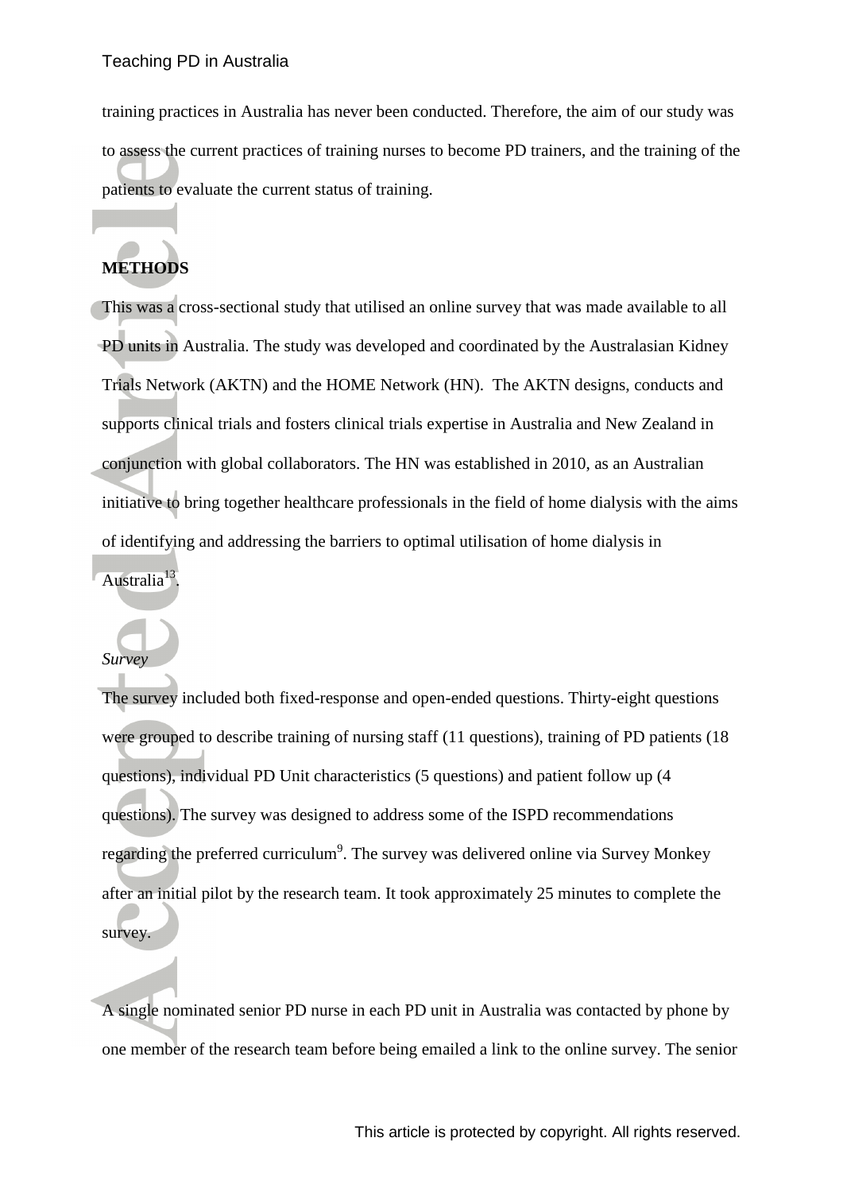training practices in Australia has never been conducted. Therefore, the aim of our study was to assess the current practices of training nurses to become PD trainers, and the training of the patients to evaluate the current status of training.

## METHODS

This was a cross-sectional study that utilised an online survey that was made available to all PD units in Australia. The study was developed and coordinated by the Australasian Kidney Trials Network (AKTN) and the HOME Network (HN). The AKTN designs, conducts and supports clinical trials and fosters clinical trials expertise in Australia and New Zealand in conjunction with global collaborators. The HN was established in 2010, as an Australian initiative to bring together healthcare professionals in the field of home dialysis with the aims of identifying and addressing the barriers to optimal utilisation of home dialysis in Australia[13].

### *Survey*

The survey included both fixed-response and open-ended questions. Thirty-eight questions were grouped to describe training of nursing staff (11 questions), training of PD patients (18 questions), individual PD Unit characteristics (5 questions) and patient follow up (4 questions). The survey was designed to address some of the ISPD recommendations regarding the preferred curriculum[9]. The survey was delivered online via Survey Monkey after an initial pilot by the research team. It took approximately 25 minutes to complete the survey.

A single nominated senior PD nurse in each PD unit in Australia was contacted by phone by one member of the research team before being emailed a link to the online survey. The senior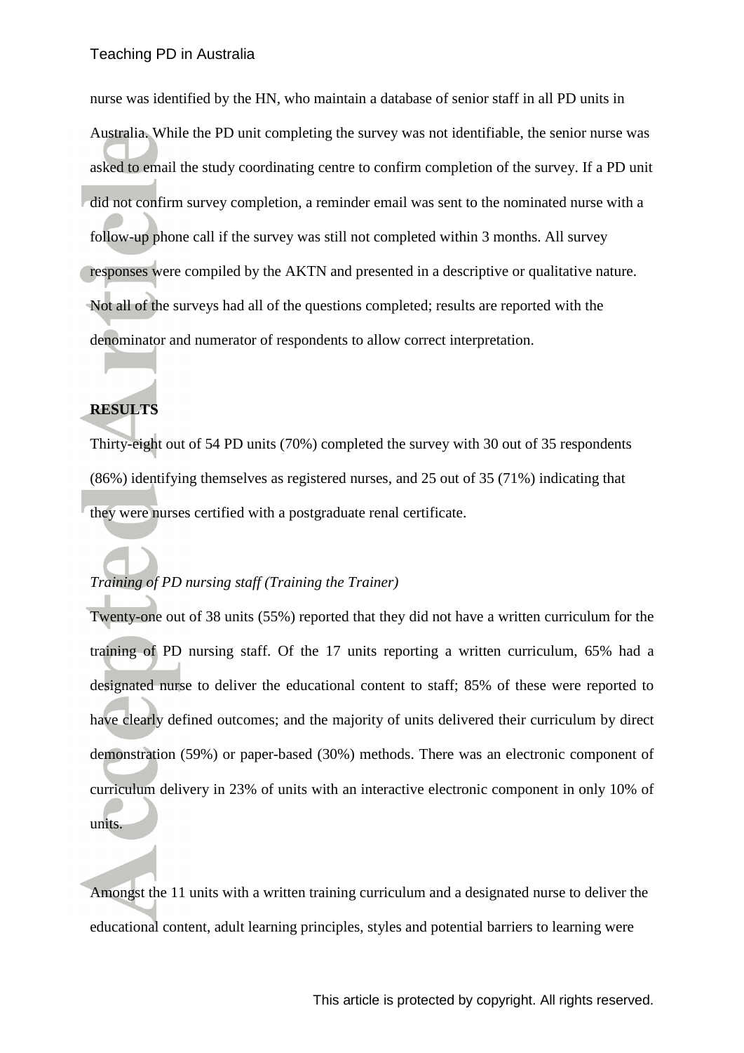nurse was identified by the HN, who maintain a database of senior staff in all PD units in Australia. While the PD unit completing the survey was not identifiable, the senior nurse was asked to email the study coordinating centre to confirm completion of the survey. If a PD unit did not confirm survey completion, a reminder email was sent to the nominated nurse with a follow-up phone call if the survey was still not completed within 3 months. All survey responses were compiled by the AKTN and presented in a descriptive or qualitative nature. Not all of the surveys had all of the questions completed; results are reported with the denominator and numerator of respondents to allow correct interpretation.

## RESULTS

Thirty-eight out of 54 PD units (70%) completed the survey with 30 out of 35 respondents (86%) identifying themselves as registered nurses, and 25 out of 35 (71%) indicating that they were nurses certified with a postgraduate renal certificate.

### *Training of PD nursing staff (Training the Trainer)*

Twenty-one out of 38 units (55%) reported that they did not have a written curriculum for the training of PD nursing staff. Of the 17 units reporting a written curriculum, 65% had a designated nurse to deliver the educational content to staff; 85% of these were reported to have clearly defined outcomes; and the majority of units delivered their curriculum by direct demonstration (59%) or paper-based (30%) methods. There was an electronic component of curriculum delivery in 23% of units with an interactive electronic component in only 10% of units.

Amongst the 11 units with a written training curriculum and a designated nurse to deliver the educational content, adult learning principles, styles and potential barriers to learning were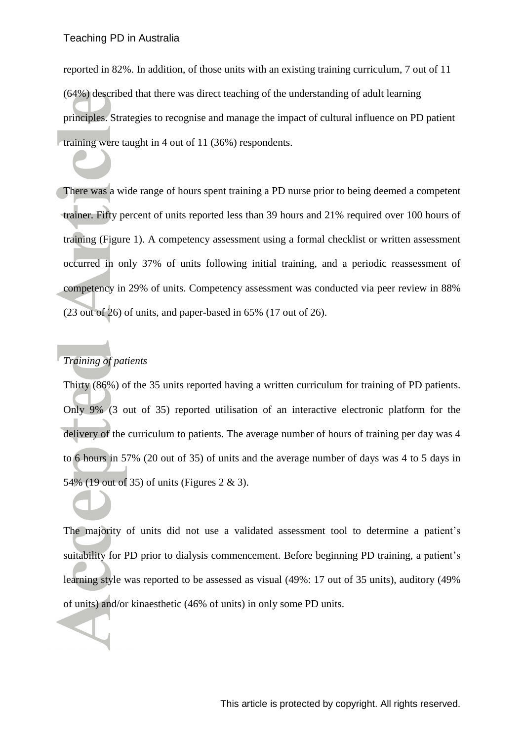reported in 82%. In addition, of those units with an existing training curriculum, 7 out of 11 (64%) described that there was direct teaching of the understanding of adult learning principles. Strategies to recognise and manage the impact of cultural influence on PD patient training were taught in 4 out of 11 (36%) respondents.

There was a wide range of hours spent training a PD nurse prior to being deemed a competent trainer. Fifty percent of units reported less than 39 hours and 21% required over 100 hours of training (Figure 1). A competency assessment using a formal checklist or written assessment occurred in only 37% of units following initial training, and a periodic reassessment of competency in 29% of units. Competency assessment was conducted via peer review in 88% (23 out of 26) of units, and paper-based in 65% (17 out of 26).

*Training of patients*

Thirty (86%) of the 35 units reported having a written curriculum for training of PD patients. Only 9% (3 out of 35) reported utilisation of an interactive electronic platform for the delivery of the curriculum to patients. The average number of hours of training per day was 4 to 6 hours in 57% (20 out of 35) of units and the average number of days was 4 to 5 days in 54% (19 out of 35) of units (Figures 2 & 3).

The majority of units did not use a validated assessment tool to determine a patient's suitability for PD prior to dialysis commencement. Before beginning PD training, a patient's learning style was reported to be assessed as visual (49%: 17 out of 35 units), auditory (49% of units) and/or kinaesthetic (46% of units) in only some PD units.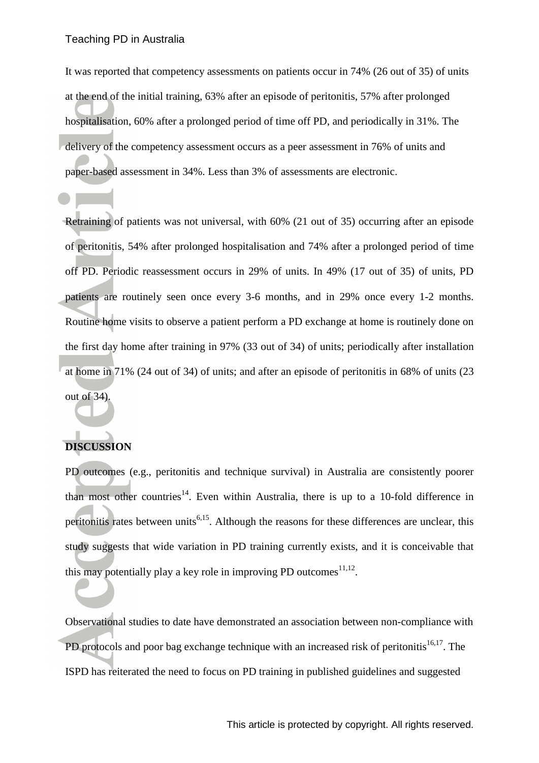It was reported that competency assessments on patients occur in 74% (26 out of 35) of units at the end of the initial training, 63% after an episode of peritonitis, 57% after prolonged hospitalisation, 60% after a prolonged period of time off PD, and periodically in 31%. The delivery of the competency assessment occurs as a peer assessment in 76% of units and paper-based assessment in 34%. Less than 3% of assessments are electronic.

Retraining of patients was not universal, with 60% (21 out of 35) occurring after an episode of peritonitis, 54% after prolonged hospitalisation and 74% after a prolonged period of time off PD. Periodic reassessment occurs in 29% of units. In 49% (17 out of 35) of units, PD patients are routinely seen once every 3-6 months, and in 29% once every 1-2 months. Routine home visits to observe a patient perform a PD exchange at home is routinely done on the first day home after training in 97% (33 out of 34) of units; periodically after installation at home in 71% (24 out of 34) of units; and after an episode of peritonitis in 68% of units (23 out of 34).

## DISCUSSION

PD outcomes (e.g., peritonitis and technique survival) in Australia are consistently poorer than most other countries[14]. Even within Australia, there is up to a 10-fold difference in peritonitis rates between units[6,15]. Although the reasons for these differences are unclear, this study suggests that wide variation in PD training currently exists, and it is conceivable that this may potentially play a key role in improving PD outcomes[11,12].

Observational studies to date have demonstrated an association between non-compliance with PD protocols and poor bag exchange technique with an increased risk of peritonitis[16,17]. The ISPD has reiterated the need to focus on PD training in published guidelines and suggested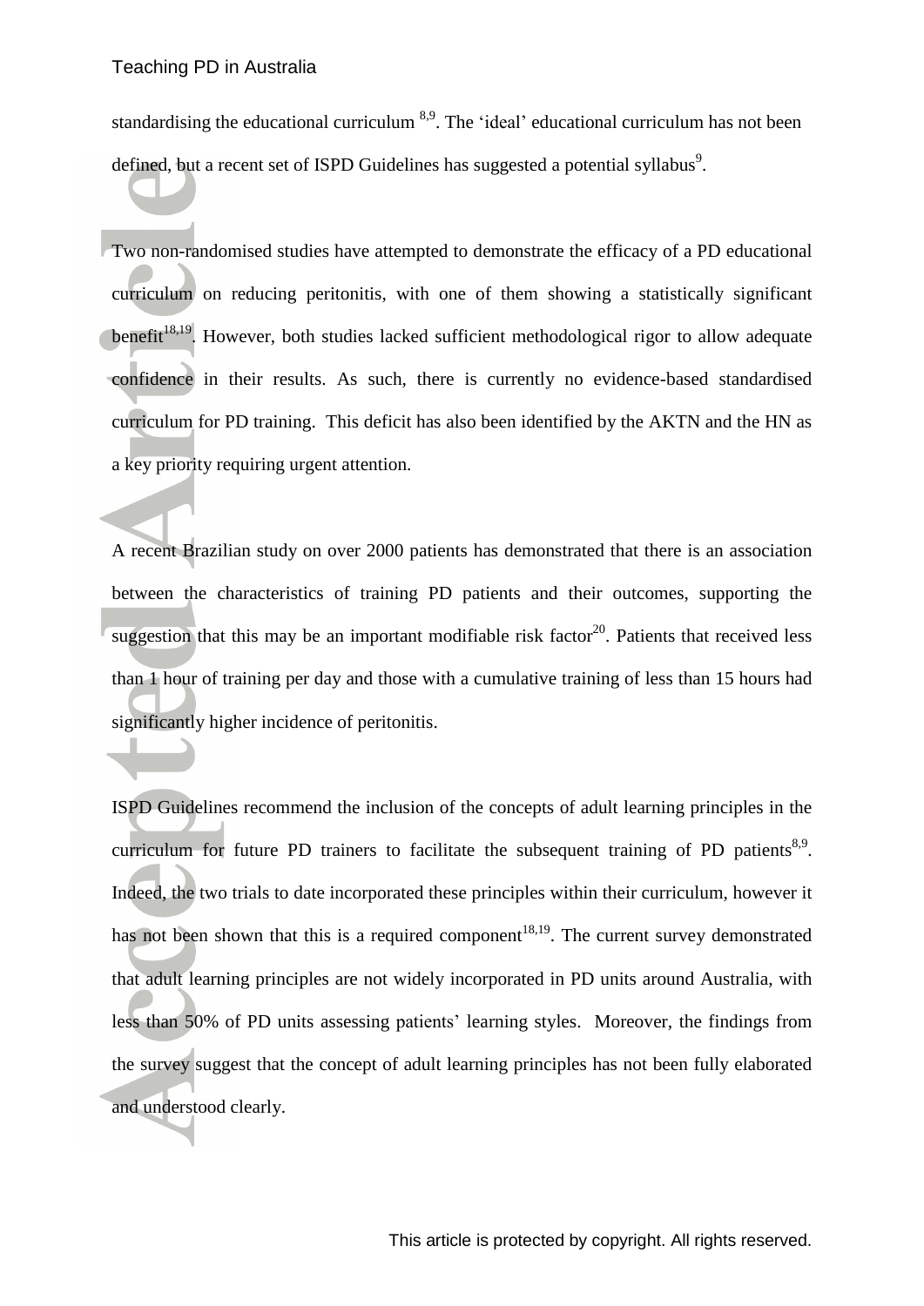standardising the educational curriculum [8,9]. The 'ideal' educational curriculum has not been defined, but a recent set of ISPD Guidelines has suggested a potential syllabus[9].

Two non-randomised studies have attempted to demonstrate the efficacy of a PD educational curriculum on reducing peritonitis, with one of them showing a statistically significant benefit[18,19]. However, both studies lacked sufficient methodological rigor to allow adequate confidence in their results. As such, there is currently no evidence-based standardised curriculum for PD training. This deficit has also been identified by the AKTN and the HN as a key priority requiring urgent attention.

A recent Brazilian study on over 2000 patients has demonstrated that there is an association between the characteristics of training PD patients and their outcomes, supporting the suggestion that this may be an important modifiable risk factor[20]. Patients that received less than 1 hour of training per day and those with a cumulative training of less than 15 hours had significantly higher incidence of peritonitis.

ISPD Guidelines recommend the inclusion of the concepts of adult learning principles in the curriculum for future PD trainers to facilitate the subsequent training of PD patients[8,9]. Indeed, the two trials to date incorporated these principles within their curriculum, however it has not been shown that this is a required component[18,19]. The current survey demonstrated that adult learning principles are not widely incorporated in PD units around Australia, with less than 50% of PD units assessing patients' learning styles. Moreover, the findings from the survey suggest that the concept of adult learning principles has not been fully elaborated and understood clearly.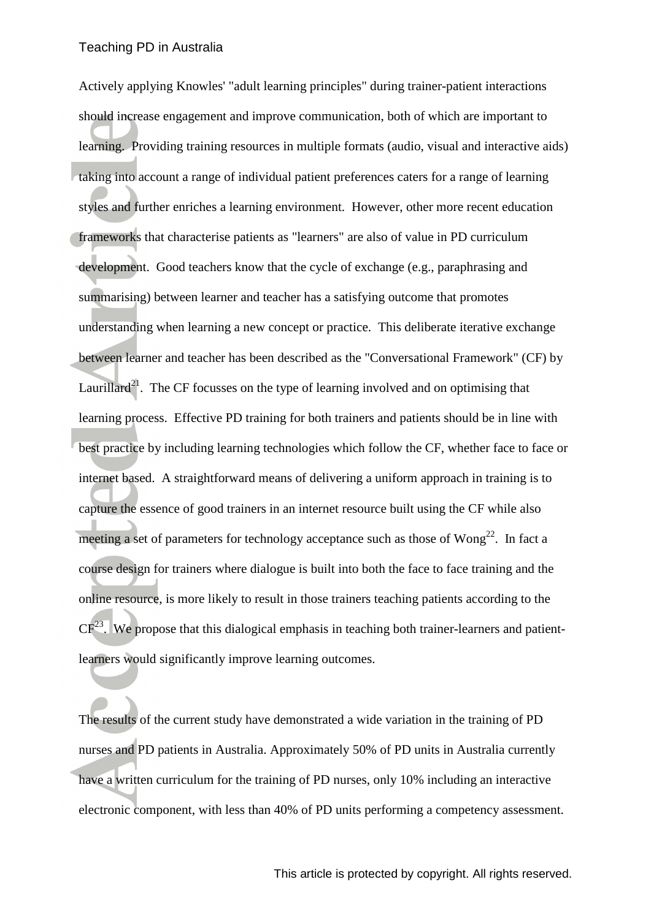Actively applying Knowles' "adult learning principles" during trainer-patient interactions should increase engagement and improve communication, both of which are important to learning. Providing training resources in multiple formats (audio, visual and interactive aids) taking into account a range of individual patient preferences caters for a range of learning styles and further enriches a learning environment. However, other more recent education frameworks that characterise patients as "learners" are also of value in PD curriculum development. Good teachers know that the cycle of exchange (e.g., paraphrasing and summarising) between learner and teacher has a satisfying outcome that promotes understanding when learning a new concept or practice. This deliberate iterative exchange between learner and teacher has been described as the "Conversational Framework" (CF) by Laurillard[21]. The CF focusses on the type of learning involved and on optimising that learning process. Effective PD training for both trainers and patients should be in line with best practice by including learning technologies which follow the CF, whether face to face or internet based. A straightforward means of delivering a uniform approach in training is to capture the essence of good trainers in an internet resource built using the CF while also meeting a set of parameters for technology acceptance such as those of Wong[22]. In fact a course design for trainers where dialogue is built into both the face to face training and the online resource, is more likely to result in those trainers teaching patients according to the CF[23]. We propose that this dialogical emphasis in teaching both trainer-learners and patient-learners would significantly improve learning outcomes.

The results of the current study have demonstrated a wide variation in the training of PD nurses and PD patients in Australia. Approximately 50% of PD units in Australia currently have a written curriculum for the training of PD nurses, only 10% including an interactive electronic component, with less than 40% of PD units performing a competency assessment.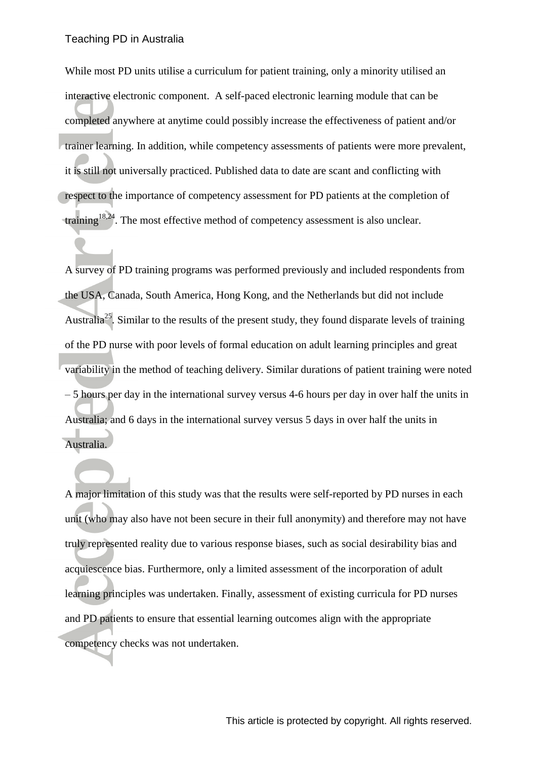While most PD units utilise a curriculum for patient training, only a minority utilised an interactive electronic component. A self-paced electronic learning module that can be completed anywhere at anytime could possibly increase the effectiveness of patient and/or trainer learning. In addition, while competency assessments of patients were more prevalent, it is still not universally practiced. Published data to date are scant and conflicting with respect to the importance of competency assessment for PD patients at the completion of training[18,24]. The most effective method of competency assessment is also unclear.

A survey of PD training programs was performed previously and included respondents from the USA, Canada, South America, Hong Kong, and the Netherlands but did not include Australia[25]. Similar to the results of the present study, they found disparate levels of training of the PD nurse with poor levels of formal education on adult learning principles and great variability in the method of teaching delivery. Similar durations of patient training were noted – 5 hours per day in the international survey versus 4-6 hours per day in over half the units in Australia; and 6 days in the international survey versus 5 days in over half the units in Australia.

A major limitation of this study was that the results were self-reported by PD nurses in each unit (who may also have not been secure in their full anonymity) and therefore may not have truly represented reality due to various response biases, such as social desirability bias and acquiescence bias. Furthermore, only a limited assessment of the incorporation of adult learning principles was undertaken. Finally, assessment of existing curricula for PD nurses and PD patients to ensure that essential learning outcomes align with the appropriate competency checks was not undertaken.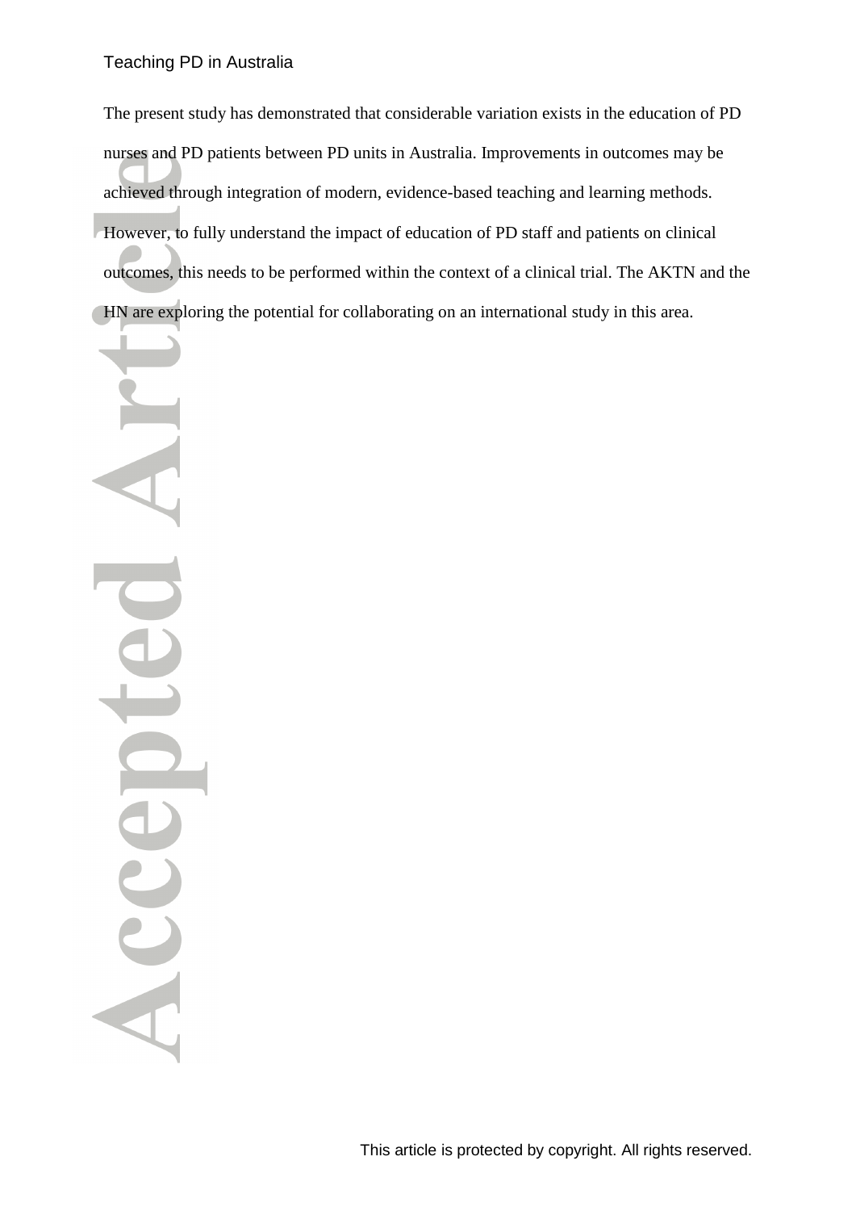The present study has demonstrated that considerable variation exists in the education of PD nurses and PD patients between PD units in Australia. Improvements in outcomes may be achieved through integration of modern, evidence-based teaching and learning methods. However, to fully understand the impact of education of PD staff and patients on clinical outcomes, this needs to be performed within the context of a clinical trial. The AKTN and the HN are exploring the potential for collaborating on an international study in this area.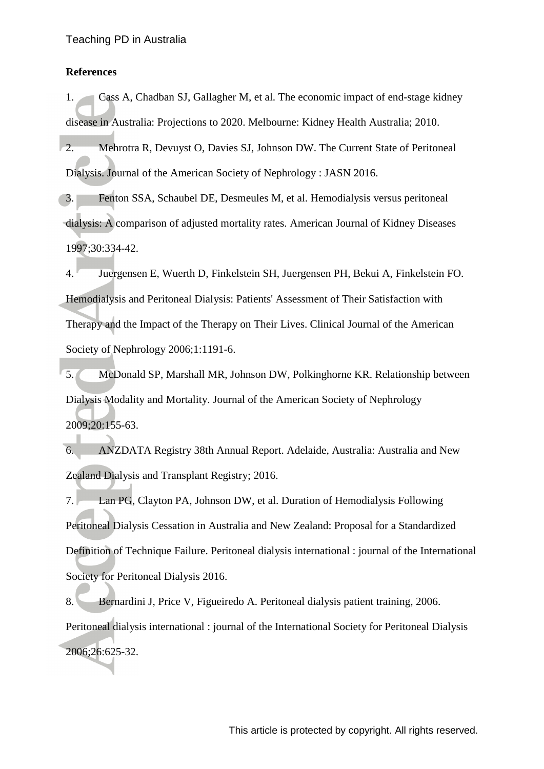## References

1. Cass A, Chadban SJ, Gallagher M, et al. The economic impact of end-stage kidney disease in Australia: Projections to 2020. Melbourne: Kidney Health Australia; 2010.

2. Mehrotra R, Devuyst O, Davies SJ, Johnson DW. The Current State of Peritoneal Dialysis. Journal of the American Society of Nephrology : JASN 2016.

3. Fenton SSA, Schaubel DE, Desmeules M, et al. Hemodialysis versus peritoneal dialysis: A comparison of adjusted mortality rates. American Journal of Kidney Diseases 1997;30:334-42.

4. Juergensen E, Wuerth D, Finkelstein SH, Juergensen PH, Bekui A, Finkelstein FO. Hemodialysis and Peritoneal Dialysis: Patients' Assessment of Their Satisfaction with Therapy and the Impact of the Therapy on Their Lives. Clinical Journal of the American Society of Nephrology 2006;1:1191-6.

5. McDonald SP, Marshall MR, Johnson DW, Polkinghorne KR. Relationship between Dialysis Modality and Mortality. Journal of the American Society of Nephrology 2009;20:155-63.

6. ANZDATA Registry 38th Annual Report. Adelaide, Australia: Australia and New Zealand Dialysis and Transplant Registry; 2016.

7. Lan PG, Clayton PA, Johnson DW, et al. Duration of Hemodialysis Following Peritoneal Dialysis Cessation in Australia and New Zealand: Proposal for a Standardized Definition of Technique Failure. Peritoneal dialysis international : journal of the International Society for Peritoneal Dialysis 2016.

8. Bernardini J, Price V, Figueiredo A. Peritoneal dialysis patient training, 2006. Peritoneal dialysis international : journal of the International Society for Peritoneal Dialysis 2006;26:625-32.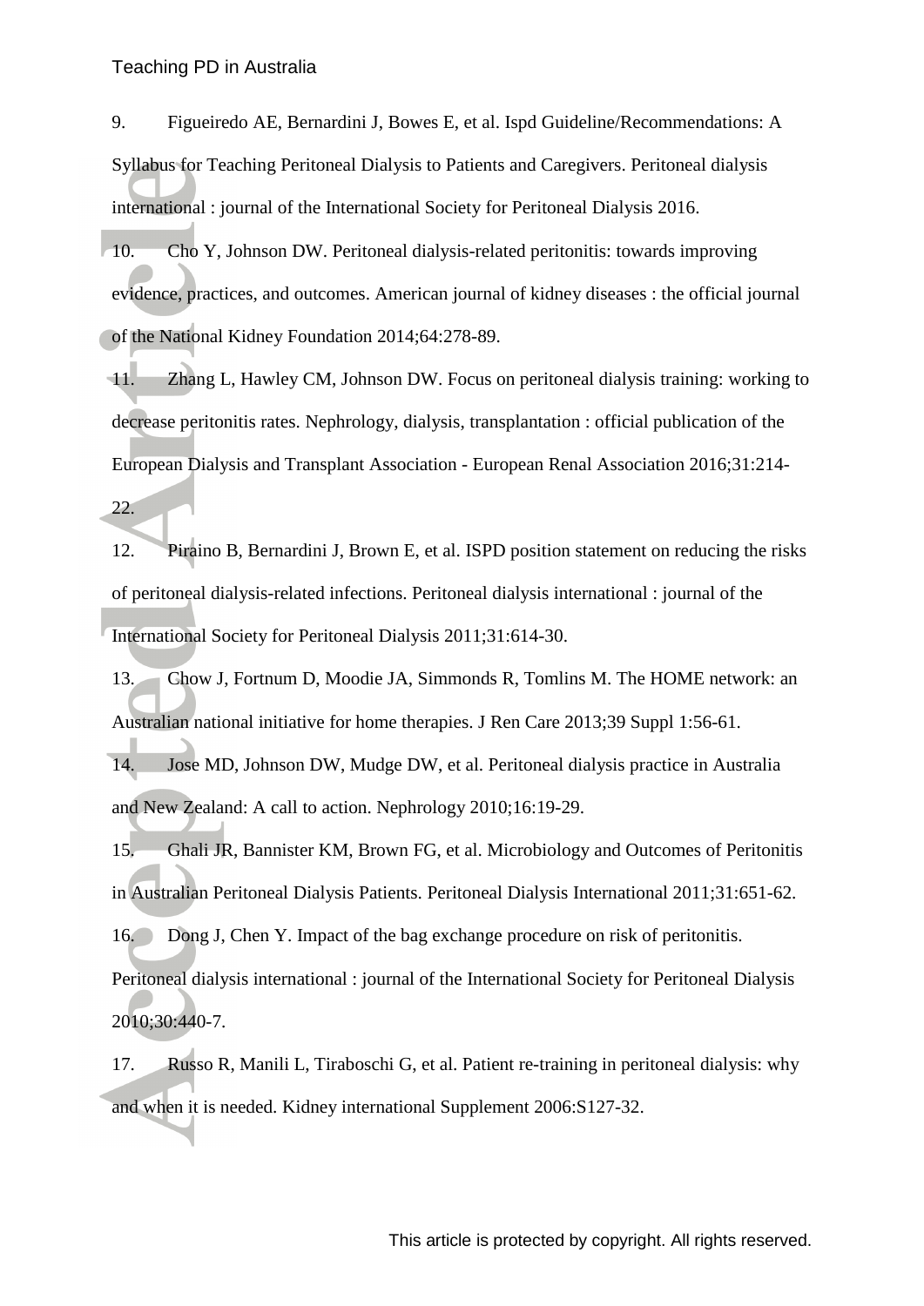9. Figueiredo AE, Bernardini J, Bowes E, et al. Ispd Guideline/Recommendations: A Syllabus for Teaching Peritoneal Dialysis to Patients and Caregivers. Peritoneal dialysis international : journal of the International Society for Peritoneal Dialysis 2016.

10. Cho Y, Johnson DW. Peritoneal dialysis-related peritonitis: towards improving evidence, practices, and outcomes. American journal of kidney diseases : the official journal of the National Kidney Foundation 2014;64:278-89.

11. Zhang L, Hawley CM, Johnson DW. Focus on peritoneal dialysis training: working to decrease peritonitis rates. Nephrology, dialysis, transplantation : official publication of the European Dialysis and Transplant Association - European Renal Association 2016;31:214-22.

12. Piraino B, Bernardini J, Brown E, et al. ISPD position statement on reducing the risks of peritoneal dialysis-related infections. Peritoneal dialysis international : journal of the International Society for Peritoneal Dialysis 2011;31:614-30.

13. Chow J, Fortnum D, Moodie JA, Simmonds R, Tomlins M. The HOME network: an Australian national initiative for home therapies. J Ren Care 2013;39 Suppl 1:56-61.

14. Jose MD, Johnson DW, Mudge DW, et al. Peritoneal dialysis practice in Australia and New Zealand: A call to action. Nephrology 2010;16:19-29.

15. Ghali JR, Bannister KM, Brown FG, et al. Microbiology and Outcomes of Peritonitis in Australian Peritoneal Dialysis Patients. Peritoneal Dialysis International 2011;31:651-62.

16. Dong J, Chen Y. Impact of the bag exchange procedure on risk of peritonitis. Peritoneal dialysis international : journal of the International Society for Peritoneal Dialysis 2010;30:440-7.

17. Russo R, Manili L, Tiraboschi G, et al. Patient re-training in peritoneal dialysis: why and when it is needed. Kidney international Supplement 2006:S127-32.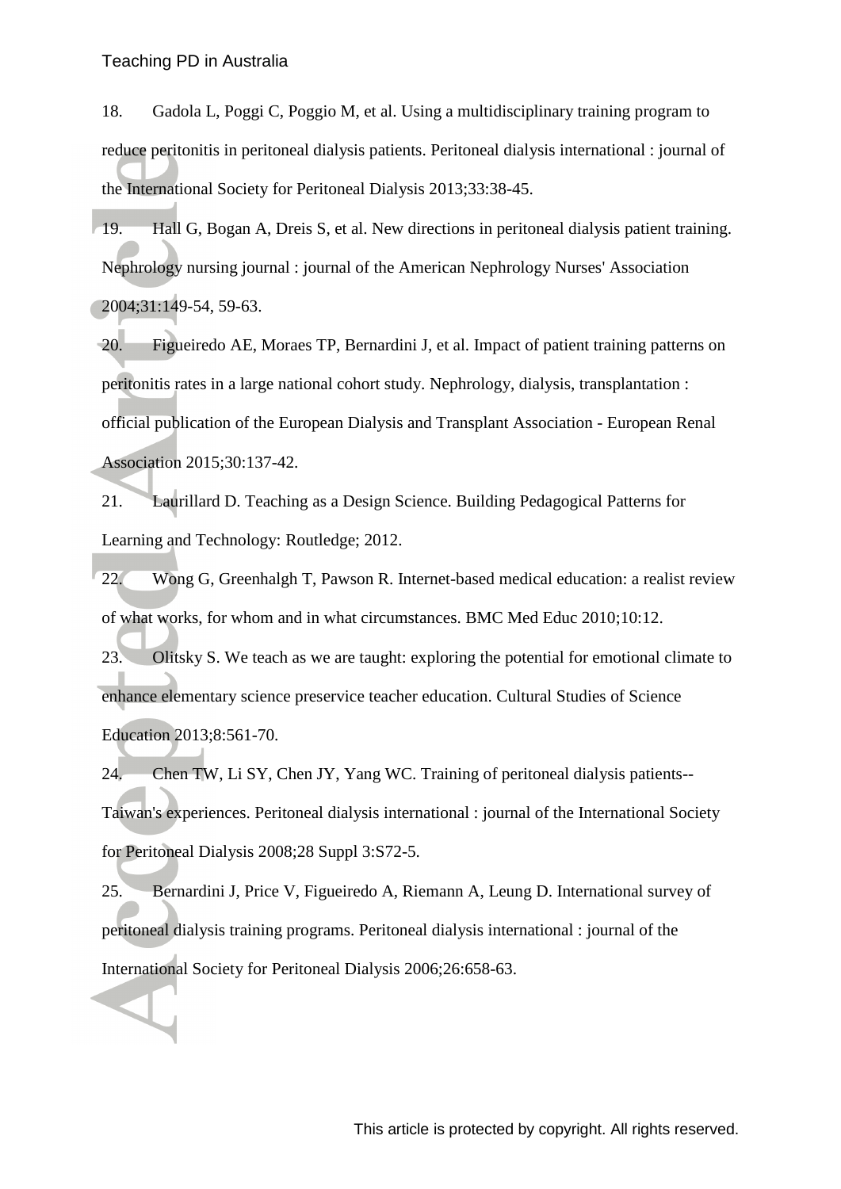18. Gadola L, Poggi C, Poggio M, et al. Using a multidisciplinary training program to reduce peritonitis in peritoneal dialysis patients. Peritoneal dialysis international : journal of the International Society for Peritoneal Dialysis 2013;33:38-45.

19. Hall G, Bogan A, Dreis S, et al. New directions in peritoneal dialysis patient training. Nephrology nursing journal : journal of the American Nephrology Nurses' Association 2004;31:149-54, 59-63.

20. Figueiredo AE, Moraes TP, Bernardini J, et al. Impact of patient training patterns on peritonitis rates in a large national cohort study. Nephrology, dialysis, transplantation : official publication of the European Dialysis and Transplant Association - European Renal Association 2015;30:137-42.

21. Laurillard D. Teaching as a Design Science. Building Pedagogical Patterns for Learning and Technology: Routledge; 2012.

22. Wong G, Greenhalgh T, Pawson R. Internet-based medical education: a realist review of what works, for whom and in what circumstances. BMC Med Educ 2010;10:12.

23. Olitsky S. We teach as we are taught: exploring the potential for emotional climate to enhance elementary science preservice teacher education. Cultural Studies of Science Education 2013;8:561-70.

24. Chen TW, Li SY, Chen JY, Yang WC. Training of peritoneal dialysis patients--Taiwan's experiences. Peritoneal dialysis international : journal of the International Society for Peritoneal Dialysis 2008;28 Suppl 3:S72-5.

25. Bernardini J, Price V, Figueiredo A, Riemann A, Leung D. International survey of peritoneal dialysis training programs. Peritoneal dialysis international : journal of the International Society for Peritoneal Dialysis 2006;26:658-63.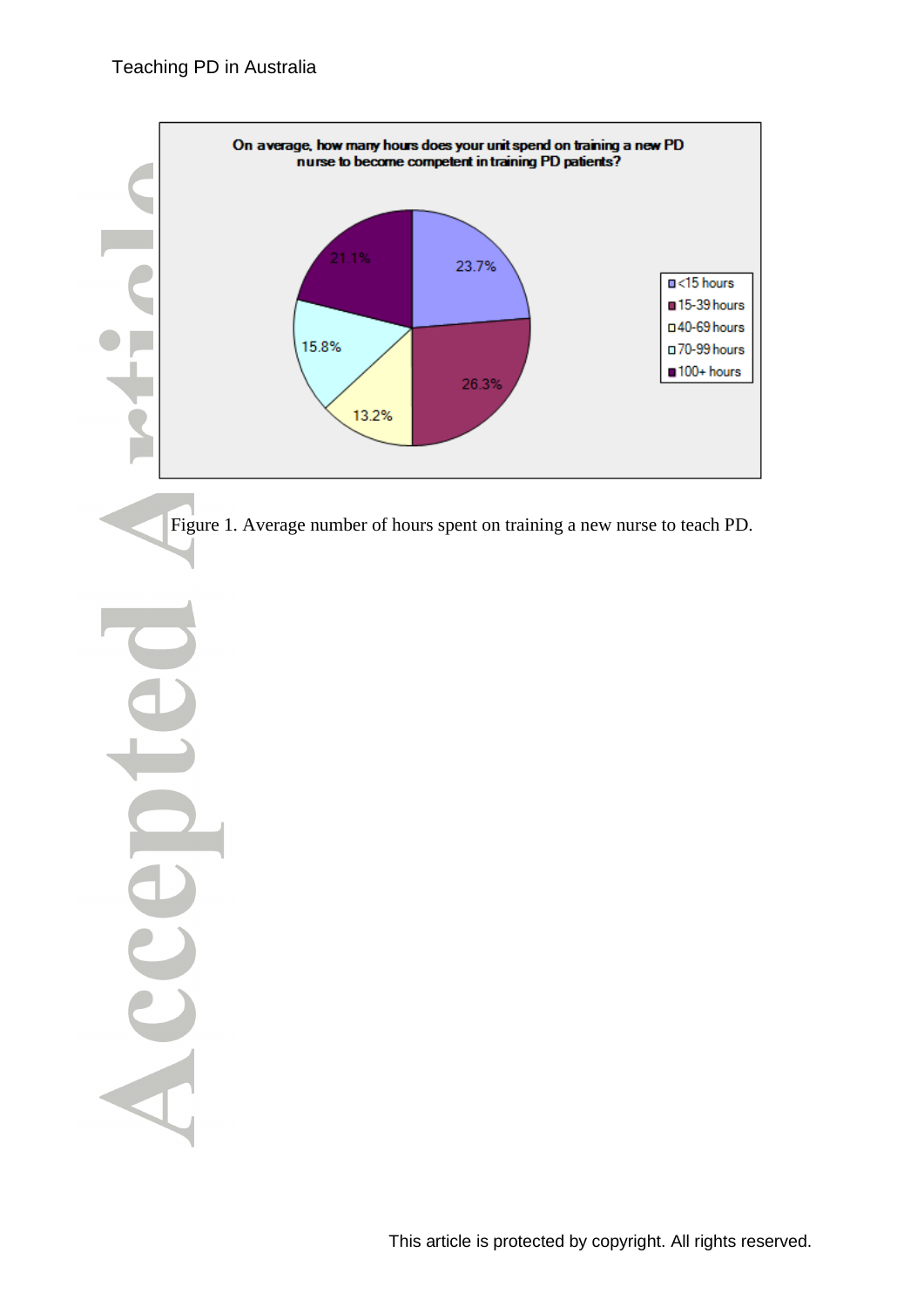Figure 1. Average number of hours spent on training a new nurse to teach PD.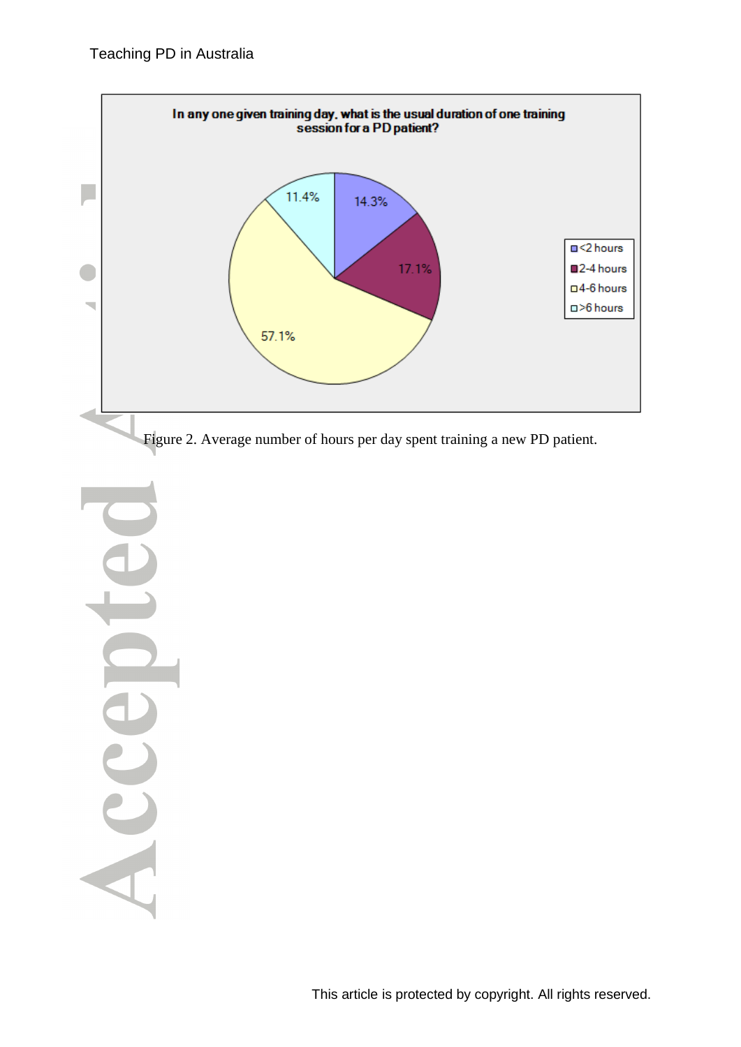**In any one given training day, what is the usual duration of one training session for a PD patient?**

| Duration | Percentage |
|---|---|
| <2 hours | 14.3% |
| 2-4 hours | 17.1% |
| 4-6 hours | 57.1% |
| >6 hours | 11.4% |

Figure 2. Average number of hours per day spent training a new PD patient.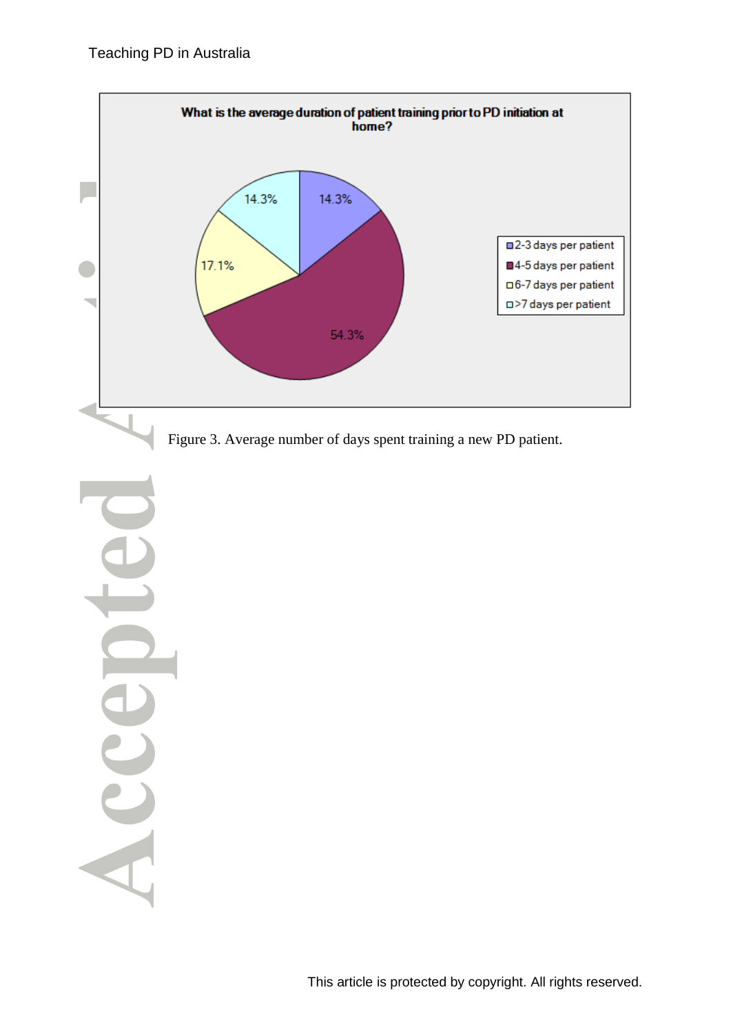What is the average duration of patient training prior to PD initiation at home?

14.3%

14.3%

17.1%

54.3%

2-3 days per patient

4-5 days per patient

6-7 days per patient

>7 days per patient

Figure 3. Average number of days spent training a new PD patient.